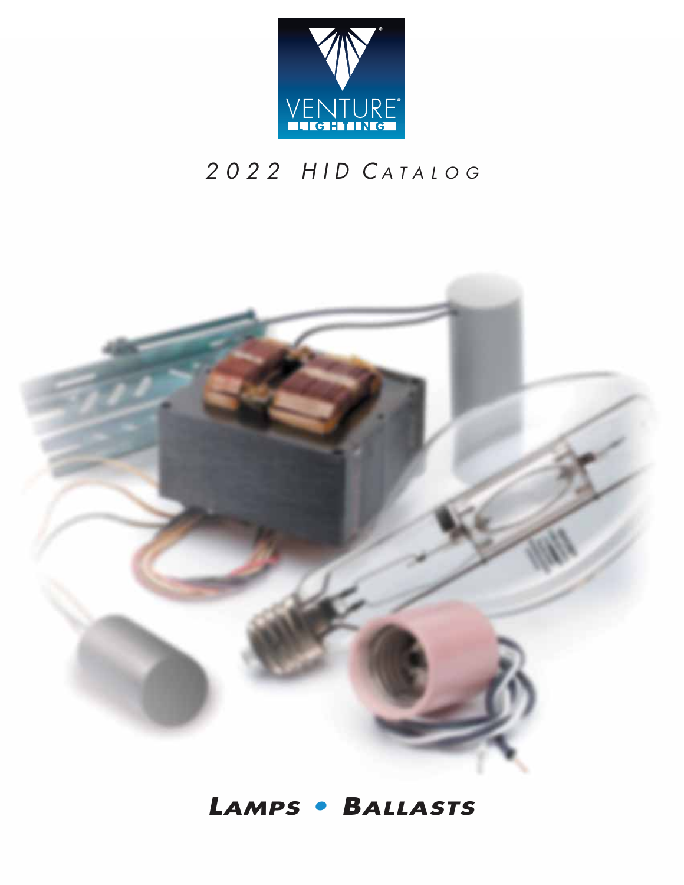VENTURE LIGHTING

# 2022 HID Catalog

## Lamps • Ballasts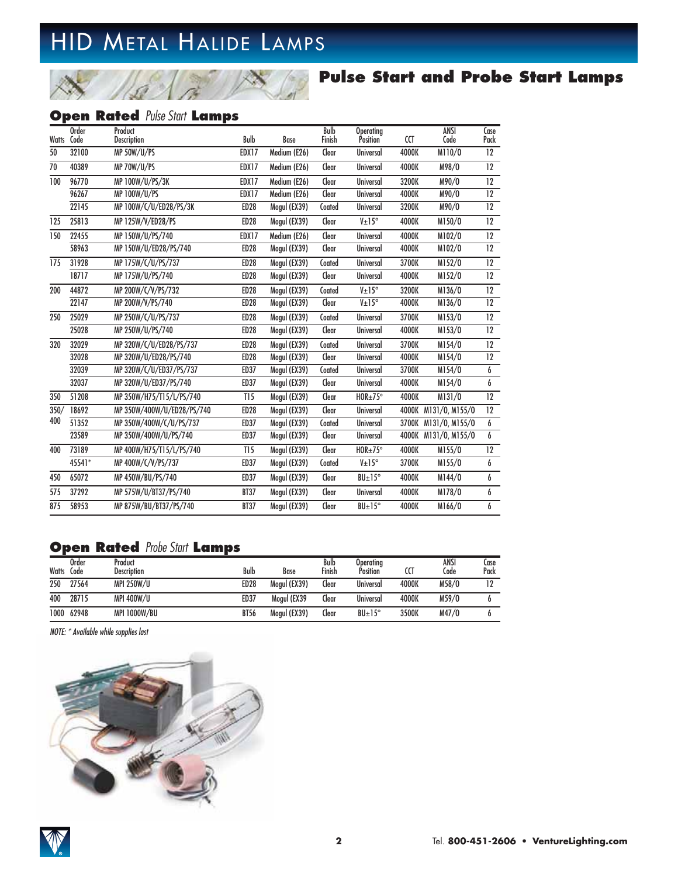# HID Metal Halide Lamps

## Pulse Start and Probe Start Lamps

### Open Rated *Pulse Start* Lamps

| Watts | Order Code | Product Description | Bulb | Base | Bulb Finish | Operating Position | CCT | ANSI Code | Case Pack |
|---|---|---|---|---|---|---|---|---|---|
| 50 | 32100 | MP 50W/U/PS | EDX17 | Medium (E26) | Clear | Universal | 4000K | M110/0 | 12 |
| 70 | 40389 | MP 70W/U/PS | EDX17 | Medium (E26) | Clear | Universal | 4000K | M98/0 | 12 |
| 100 | 96770 | MP 100W/U/PS/3K | EDX17 | Medium (E26) | Clear | Universal | 3200K | M90/0 | 12 |
| | 96267 | MP 100W/U/PS | EDX17 | Medium (E26) | Clear | Universal | 4000K | M90/0 | 12 |
| | 22145 | MP 100W/C/U/ED28/PS/3K | ED28 | Mogul (EX39) | Coated | Universal | 3200K | M90/0 | 12 |
| 125 | 25813 | MP 125W/V/ED28/PS | ED28 | Mogul (EX39) | Clear | V±15° | 4000K | M150/0 | 12 |
| 150 | 22455 | MP 150W/U/PS/740 | EDX17 | Medium (E26) | Clear | Universal | 4000K | M102/0 | 12 |
| | 58963 | MP 150W/U/ED28/PS/740 | ED28 | Mogul (EX39) | Clear | Universal | 4000K | M102/0 | 12 |
| 175 | 31928 | MP 175W/C/U/PS/737 | ED28 | Mogul (EX39) | Coated | Universal | 3700K | M152/0 | 12 |
| | 18717 | MP 175W/U/PS/740 | ED28 | Mogul (EX39) | Clear | Universal | 4000K | M152/0 | 12 |
| 200 | 44872 | MP 200W/C/V/PS/732 | ED28 | Mogul (EX39) | Coated | V±15° | 3200K | M136/0 | 12 |
| | 22147 | MP 200W/V/PS/740 | ED28 | Mogul (EX39) | Clear | V±15° | 4000K | M136/0 | 12 |
| 250 | 25029 | MP 250W/C/U/PS/737 | ED28 | Mogul (EX39) | Coated | Universal | 3700K | M153/0 | 12 |
| | 25028 | MP 250W/U/PS/740 | ED28 | Mogul (EX39) | Clear | Universal | 4000K | M153/0 | 12 |
| 320 | 32029 | MP 320W/C/U/ED28/PS/737 | ED28 | Mogul (EX39) | Coated | Universal | 3700K | M154/0 | 12 |
| | 32028 | MP 320W/U/ED28/PS/740 | ED28 | Mogul (EX39) | Clear | Universal | 4000K | M154/0 | 12 |
| | 32039 | MP 320W/C/U/ED37/PS/737 | ED37 | Mogul (EX39) | Coated | Universal | 3700K | M154/0 | 6 |
| | 32037 | MP 320W/U/ED37/PS/740 | ED37 | Mogul (EX39) | Clear | Universal | 4000K | M154/0 | 6 |
| 350 | 51208 | MP 350W/H75/T15/L/PS/740 | T15 | Mogul (EX39) | Clear | HOR±75° | 4000K | M131/0 | 12 |
| 350/400 | 18692 | MP 350W/400W/U/ED28/PS/740 | ED28 | Mogul (EX39) | Clear | Universal | 4000K | M131/0, M155/0 | 12 |
| | 51352 | MP 350W/400W/C/U/PS/737 | ED37 | Mogul (EX39) | Coated | Universal | 3700K | M131/0, M155/0 | 6 |
| | 23589 | MP 350W/400W/U/PS/740 | ED37 | Mogul (EX39) | Clear | Universal | 4000K | M131/0, M155/0 | 6 |
| 400 | 73189 | MP 400W/H75/T15/L/PS/740 | T15 | Mogul (EX39) | Clear | HOR±75° | 4000K | M155/0 | 12 |
| | 45541* | MP 400W/C/V/PS/737 | ED37 | Mogul (EX39) | Coated | V±15° | 3700K | M155/0 | 6 |
| 450 | 65072 | MP 450W/BU/PS/740 | ED37 | Mogul (EX39) | Clear | BU±15° | 4000K | M144/0 | 6 |
| 575 | 37292 | MP 575W/U/BT37/PS/740 | BT37 | Mogul (EX39) | Clear | Universal | 4000K | M178/0 | 6 |
| 875 | 58953 | MP 875W/BU/BT37/PS/740 | BT37 | Mogul (EX39) | Clear | BU±15° | 4000K | M166/0 | 6 |

### Open Rated *Probe Start* Lamps

| Watts | Order Code | Product Description | Bulb | Base | Bulb Finish | Operating Position | CCT | ANSI Code | Case Pack |
|---|---|---|---|---|---|---|---|---|---|
| 250 | 27564 | MPI 250W/U | ED28 | Mogul (EX39) | Clear | Universal | 4000K | M58/0 | 12 |
| 400 | 28715 | MPI 400W/U | ED37 | Mogul (EX39 | Clear | Universal | 4000K | M59/0 | 6 |
| 1000 | 62948 | MPI 1000W/BU | BT56 | Mogul (EX39) | Clear | BU±15° | 3500K | M47/0 | 6 |

*NOTE: * Available while supplies last*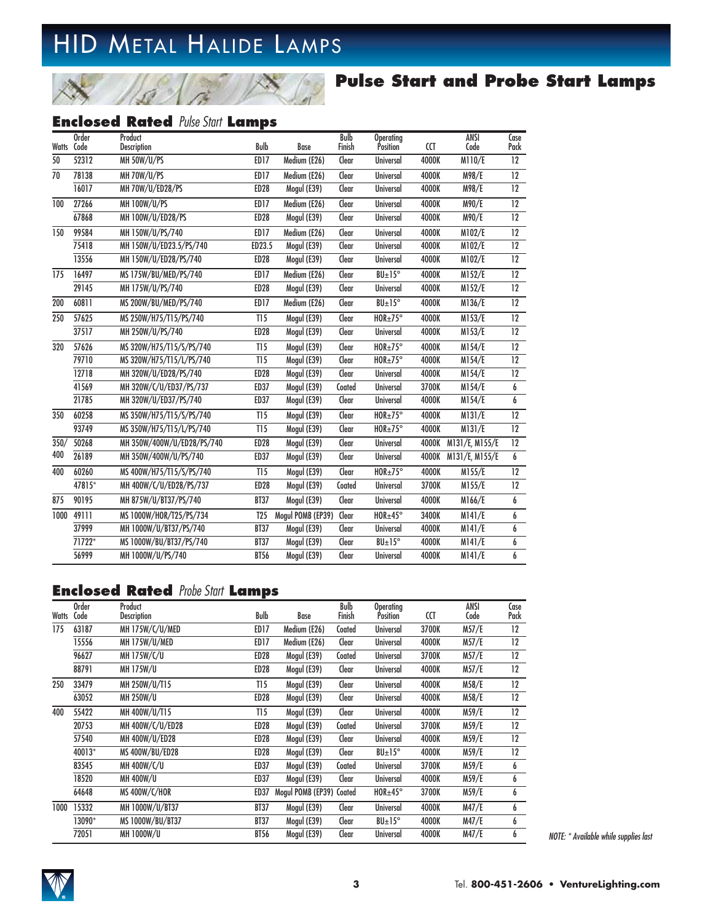# HID Metal Halide Lamps

## Pulse Start and Probe Start Lamps

### Enclosed Rated *Pulse Start* Lamps

| Watts | Order Code | Product Description | Bulb | Base | Bulb Finish | Operating Position | CCT | ANSI Code | Case Pack |
|---|---|---|---|---|---|---|---|---|---|
| 50 | 52312 | MH 50W/U/PS | ED17 | Medium (E26) | Clear | Universal | 4000K | M110/E | 12 |
| 70 | 78138 | MH 70W/U/PS | ED17 | Medium (E26) | Clear | Universal | 4000K | M98/E | 12 |
| | 16017 | MH 70W/U/ED28/PS | ED28 | Mogul (E39) | Clear | Universal | 4000K | M98/E | 12 |
| 100 | 27266 | MH 100W/U/PS | ED17 | Medium (E26) | Clear | Universal | 4000K | M90/E | 12 |
| | 67868 | MH 100W/U/ED28/PS | ED28 | Mogul (E39) | Clear | Universal | 4000K | M90/E | 12 |
| 150 | 99584 | MH 150W/U/PS/740 | ED17 | Medium (E26) | Clear | Universal | 4000K | M102/E | 12 |
| | 75418 | MH 150W/U/ED23.5/PS/740 | ED23.5 | Mogul (E39) | Clear | Universal | 4000K | M102/E | 12 |
| | 13556 | MH 150W/U/ED28/PS/740 | ED28 | Mogul (E39) | Clear | Universal | 4000K | M102/E | 12 |
| 175 | 16497 | MS 175W/BU/MED/PS/740 | ED17 | Medium (E26) | Clear | BU±15° | 4000K | M152/E | 12 |
| | 29145 | MH 175W/U/PS/740 | ED28 | Mogul (E39) | Clear | Universal | 4000K | M152/E | 12 |
| 200 | 60811 | MS 200W/BU/MED/PS/740 | ED17 | Medium (E26) | Clear | BU±15° | 4000K | M136/E | 12 |
| 250 | 57625 | MS 250W/H75/T15/PS/740 | T15 | Mogul (E39) | Clear | HOR±75° | 4000K | M153/E | 12 |
| | 37517 | MH 250W/U/PS/740 | ED28 | Mogul (E39) | Clear | Universal | 4000K | M153/E | 12 |
| 320 | 57626 | MS 320W/H75/T15/S/PS/740 | T15 | Mogul (E39) | Clear | HOR±75° | 4000K | M154/E | 12 |
| | 79710 | MS 320W/H75/T15/L/PS/740 | T15 | Mogul (E39) | Clear | HOR±75° | 4000K | M154/E | 12 |
| | 12718 | MH 320W/U/ED28/PS/740 | ED28 | Mogul (E39) | Clear | Universal | 4000K | M154/E | 12 |
| | 41569 | MH 320W/C/U/ED37/PS/737 | ED37 | Mogul (E39) | Coated | Universal | 3700K | M154/E | 6 |
| | 21785 | MH 320W/U/ED37/PS/740 | ED37 | Mogul (E39) | Clear | Universal | 4000K | M154/E | 6 |
| 350 | 60258 | MS 350W/H75/T15/S/PS/740 | T15 | Mogul (E39) | Clear | HOR±75° | 4000K | M131/E | 12 |
| | 93749 | MS 350W/H75/T15/L/PS/740 | T15 | Mogul (E39) | Clear | HOR±75° | 4000K | M131/E | 12 |
| 350/400 | 50268 | MH 350W/400W/U/ED28/PS/740 | ED28 | Mogul (E39) | Clear | Universal | 4000K | M131/E, M155/E | 12 |
| | 26189 | MH 350W/400W/U/PS/740 | ED37 | Mogul (E39) | Clear | Universal | 4000K | M131/E, M155/E | 6 |
| 400 | 60260 | MS 400W/H75/T15/S/PS/740 | T15 | Mogul (E39) | Clear | HOR±75° | 4000K | M155/E | 12 |
| | 47815* | MH 400W/C/U/ED28/PS/737 | ED28 | Mogul (E39) | Coated | Universal | 3700K | M155/E | 12 |
| 875 | 90195 | MH 875W/U/BT37/PS/740 | BT37 | Mogul (E39) | Clear | Universal | 4000K | M166/E | 6 |
| 1000 | 49111 | MS 1000W/HOR/T25/PS/734 | T25 | Mogul POMB (EP39) | Clear | HOR±45° | 3400K | M141/E | 6 |
| | 37999 | MH 1000W/U/BT37/PS/740 | BT37 | Mogul (E39) | Clear | Universal | 4000K | M141/E | 6 |
| | 71722* | MS 1000W/BU/BT37/PS/740 | BT37 | Mogul (E39) | Clear | BU±15° | 4000K | M141/E | 6 |
| | 56999 | MH 1000W/U/PS/740 | BT56 | Mogul (E39) | Clear | Universal | 4000K | M141/E | 6 |

### Enclosed Rated *Probe Start* Lamps

| Watts | Order Code | Product Description | Bulb | Base | Bulb Finish | Operating Position | CCT | ANSI Code | Case Pack |
|---|---|---|---|---|---|---|---|---|---|
| 175 | 63187 | MH 175W/C/U/MED | ED17 | Medium (E26) | Coated | Universal | 3700K | M57/E | 12 |
| | 15556 | MH 175W/U/MED | ED17 | Medium (E26) | Clear | Universal | 4000K | M57/E | 12 |
| | 96627 | MH 175W/C/U | ED28 | Mogul (E39) | Coated | Universal | 3700K | M57/E | 12 |
| | 88791 | MH 175W/U | ED28 | Mogul (E39) | Clear | Universal | 4000K | M57/E | 12 |
| 250 | 33479 | MH 250W/U/T15 | T15 | Mogul (E39) | Clear | Universal | 4000K | M58/E | 12 |
| | 63052 | MH 250W/U | ED28 | Mogul (E39) | Clear | Universal | 4000K | M58/E | 12 |
| 400 | 55422 | MH 400W/U/T15 | T15 | Mogul (E39) | Clear | Universal | 4000K | M59/E | 12 |
| | 20753 | MH 400W/C/U/ED28 | ED28 | Mogul (E39) | Coated | Universal | 3700K | M59/E | 12 |
| | 57540 | MH 400W/U/ED28 | ED28 | Mogul (E39) | Clear | Universal | 4000K | M59/E | 12 |
| | 40013* | MS 400W/BU/ED28 | ED28 | Mogul (E39) | Clear | BU±15° | 4000K | M59/E | 12 |
| | 83545 | MH 400W/C/U | ED37 | Mogul (E39) | Coated | Universal | 3700K | M59/E | 6 |
| | 18520 | MH 400W/U | ED37 | Mogul (E39) | Clear | Universal | 4000K | M59/E | 6 |
| | 64648 | MS 400W/C/HOR | ED37 | Mogul POMB (EP39) | Coated | HOR±45° | 3700K | M59/E | 6 |
| 1000 | 15332 | MH 1000W/U/BT37 | BT37 | Mogul (E39) | Clear | Universal | 4000K | M47/E | 6 |
| | 13090* | MS 1000W/BU/BT37 | BT37 | Mogul (E39) | Clear | BU±15° | 4000K | M47/E | 6 |
| | 72051 | MH 1000W/U | BT56 | Mogul (E39) | Clear | Universal | 4000K | M47/E | 6 |

*NOTE: * Available while supplies last*

Tel. **800-451-2606 • VentureLighting.com**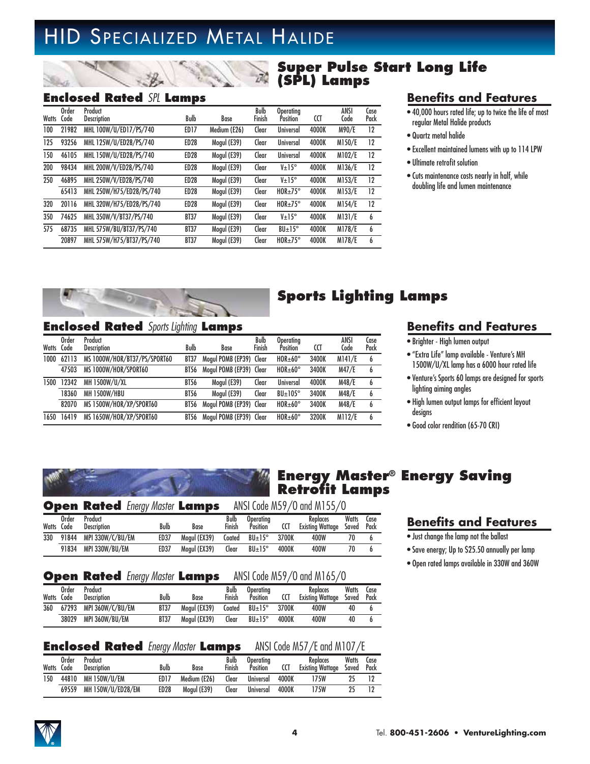#  HID Specialized Metal Halide

## Super Pulse Start Long Life (SPL) Lamps

### Enclosed Rated *SPL* Lamps

| Watts | Order Code | Product Description | Bulb | Base | Bulb Finish | Operating Position | CCT | ANSI Code | Case Pack |
|---|---|---|---|---|---|---|---|---|---|
| 100 | 21982 | MHL 100W/U/ED17/PS/740 | ED17 | Medium (E26) | Clear | Universal | 4000K | M90/E | 12 |
| 125 | 93256 | MHL 125W/U/ED28/PS/740 | ED28 | Mogul (E39) | Clear | Universal | 4000K | M150/E | 12 |
| 150 | 46105 | MHL 150W/U/ED28/PS/740 | ED28 | Mogul (E39) | Clear | Universal | 4000K | M102/E | 12 |
| 200 | 98434 | MHL 200W/V/ED28/PS/740 | ED28 | Mogul (E39) | Clear | V±15° | 4000K | M136/E | 12 |
| 250 | 46895 | MHL 250W/V/ED28/PS/740 | ED28 | Mogul (E39) | Clear | V±15° | 4000K | M153/E | 12 |
| | 65413 | MHL 250W/H75/ED28/PS/740 | ED28 | Mogul (E39) | Clear | HOR±75° | 4000K | M153/E | 12 |
| 320 | 20116 | MHL 320W/H75/ED28/PS/740 | ED28 | Mogul (E39) | Clear | HOR±75° | 4000K | M154/E | 12 |
| 350 | 74625 | MHL 350W/V/BT37/PS/740 | BT37 | Mogul (E39) | Clear | V±15° | 4000K | M131/E | 6 |
| 575 | 68735 | MHL 575W/BU/BT37/PS/740 | BT37 | Mogul (E39) | Clear | BU±15° | 4000K | M178/E | 6 |
| | 20897 | MHL 575W/H75/BT37/PS/740 | BT37 | Mogul (E39) | Clear | HOR±75° | 4000K | M178/E | 6 |

### Benefits and Features

- 40,000 hours rated life; up to twice the life of most regular Metal Halide products
- Quartz metal halide
- Excellent maintained lumens with up to 114 LPW
- Ultimate retrofit solution
- Cuts maintenance costs nearly in half, while doubling life and lumen maintenance

## Sports Lighting Lamps

### Enclosed Rated *Sports Lighting* Lamps

| Watts | Order Code | Product Description | Bulb | Base | Bulb Finish | Operating Position | CCT | ANSI Code | Case Pack |
|---|---|---|---|---|---|---|---|---|---|
| 1000 | 62113 | MS 1000W/HOR/BT37/PS/SPORT60 | BT37 | Mogul POMB (EP39) | Clear | HOR±60° | 3400K | M141/E | 6 |
| | 47503 | MS 1000W/HOR/SPORT60 | BT56 | Mogul POMB (EP39) | Clear | HOR±60° | 3400K | M47/E | 6 |
| 1500 | 12342 | MH 1500W/U/XL | BT56 | Mogul (E39) | Clear | Universal | 4000K | M48/E | 6 |
| | 18360 | MH 1500W/HBU | BT56 | Mogul (E39) | Clear | BU±105° | 3400K | M48/E | 6 |
| | 82070 | MS 1500W/HOR/XP/SPORT60 | BT56 | Mogul POMB (EP39) | Clear | HOR±60° | 3400K | M48/E | 6 |
| 1650 | 16419 | MS 1650W/HOR/XP/SPORT60 | BT56 | Mogul POMB (EP39) | Clear | HOR±60° | 3200K | M112/E | 6 |

### Benefits and Features

- Brighter - High lumen output
- "Extra Life" lamp available - Venture's MH 1500W/U/XL lamp has a 6000 hour rated life
- Venture's Sports 60 lamps are designed for sports lighting aiming angles
- High lumen output lamps for efficient layout designs
- Good color rendition (65-70 CRI)

## Energy Master® Energy Saving Retrofit Lamps

### Open Rated *Energy Master* Lamps — ANSI Code M59/O and M155/O

| Watts | Order Code | Product Description | Bulb | Base | Bulb Finish | Operating Position | CCT | Replaces Existing Wattage | Watts Saved | Case Pack |
|---|---|---|---|---|---|---|---|---|---|---|
| 330 | 91844 | MPI 330W/C/BU/EM | ED37 | Mogul (EX39) | Coated | BU±15° | 3700K | 400W | 70 | 6 |
| | 91834 | MPI 330W/BU/EM | ED37 | Mogul (EX39) | Clear | BU±15° | 4000K | 400W | 70 | 6 |

### Open Rated *Energy Master* Lamps — ANSI Code M59/O and M165/O

| Watts | Order Code | Product Description | Bulb | Base | Bulb Finish | Operating Position | CCT | Replaces Existing Wattage | Watts Saved | Case Pack |
|---|---|---|---|---|---|---|---|---|---|---|
| 360 | 67293 | MPI 360W/C/BU/EM | BT37 | Mogul (EX39) | Coated | BU±15° | 3700K | 400W | 40 | 6 |
| | 38029 | MPI 360W/BU/EM | BT37 | Mogul (EX39) | Clear | BU±15° | 4000K | 400W | 40 | 6 |

### Enclosed Rated *Energy Master* Lamps — ANSI Code M57/E and M107/E

| Watts | Order Code | Product Description | Bulb | Base | Bulb Finish | Operating Position | CCT | Replaces Existing Wattage | Watts Saved | Case Pack |
|---|---|---|---|---|---|---|---|---|---|---|
| 150 | 44810 | MH 150W/U/EM | ED17 | Medium (E26) | Clear | Universal | 4000K | 175W | 25 | 12 |
| | 69559 | MH 150W/U/ED28/EM | ED28 | Mogul (E39) | Clear | Universal | 4000K | 175W | 25 | 12 |

### Benefits and Features

- Just change the lamp not the ballast
- Save energy; Up to $25.50 annually per lamp
- Open rated lamps available in 330W and 360W

Tel. **800-451-2606 • VentureLighting.com**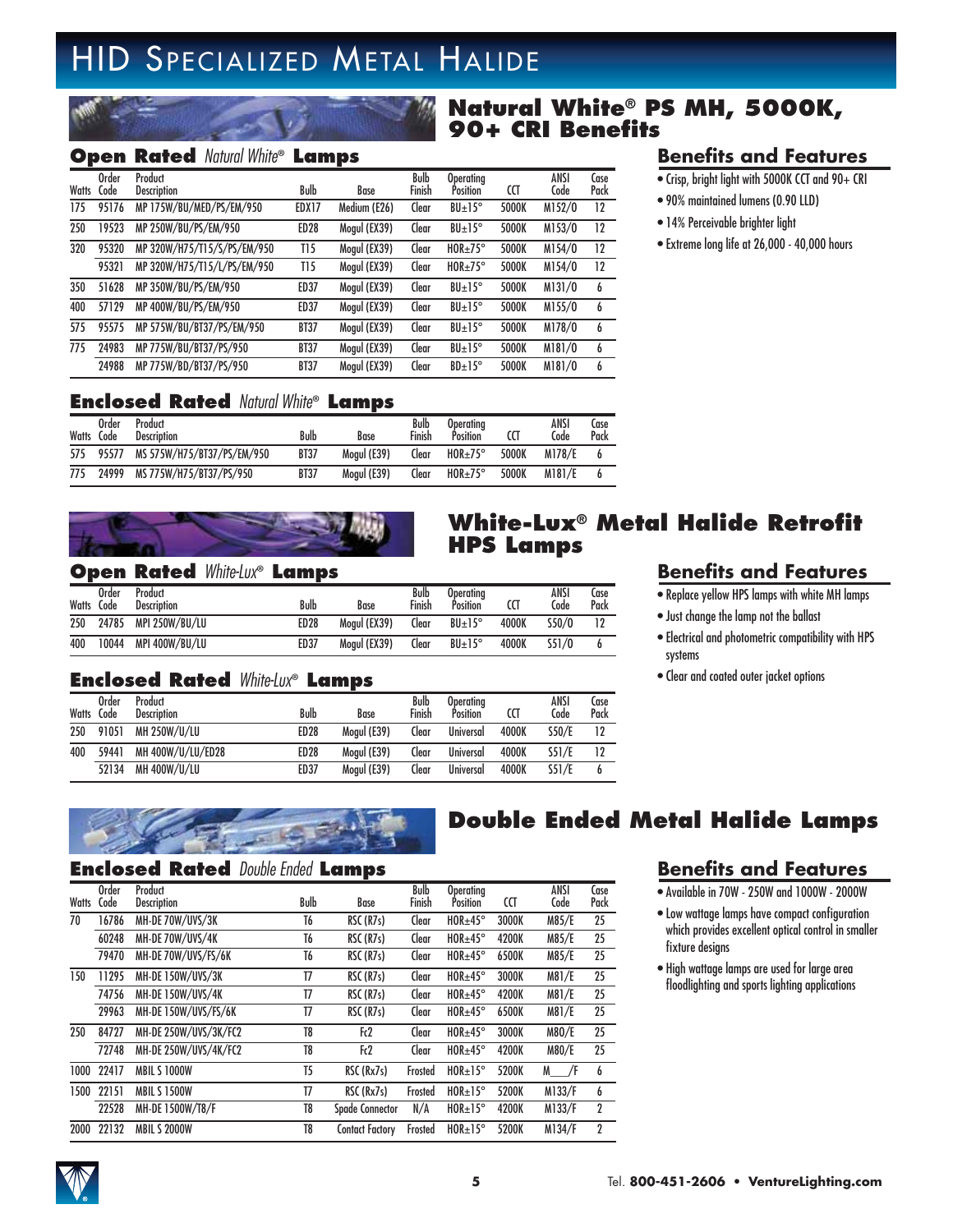# HID Specialized Metal Halide

## Natural White® PS MH, 5000K, 90+ CRI Benefits

### Open Rated *Natural White®* Lamps

| Watts | Order Code | Product Description | Bulb | Base | Bulb Finish | Operating Position | CCT | ANSI Code | Case Pack |
|---|---|---|---|---|---|---|---|---|---|
| 175 | 95176 | MP 175W/BU/MED/PS/EM/950 | EDX17 | Medium (E26) | Clear | BU±15° | 5000K | M152/O | 12 |
| 250 | 19523 | MP 250W/BU/PS/EM/950 | ED28 | Mogul (EX39) | Clear | BU±15° | 5000K | M153/O | 12 |
| 320 | 95320 | MP 320W/H75/T15/S/PS/EM/950 | T15 | Mogul (EX39) | Clear | HOR±75° | 5000K | M154/O | 12 |
| | 95321 | MP 320W/H75/T15/L/PS/EM/950 | T15 | Mogul (EX39) | Clear | HOR±75° | 5000K | M154/O | 12 |
| 350 | 51628 | MP 350W/BU/PS/EM/950 | ED37 | Mogul (EX39) | Clear | BU±15° | 5000K | M131/O | 6 |
| 400 | 57129 | MP 400W/BU/PS/EM/950 | ED37 | Mogul (EX39) | Clear | BU±15° | 5000K | M155/O | 6 |
| 575 | 95575 | MP 575W/BU/BT37/PS/EM/950 | BT37 | Mogul (EX39) | Clear | BU±15° | 5000K | M178/O | 6 |
| 775 | 24983 | MP 775W/BU/BT37/PS/950 | BT37 | Mogul (EX39) | Clear | BU±15° | 5000K | M181/O | 6 |
| | 24988 | MP 775W/BD/BT37/PS/950 | BT37 | Mogul (EX39) | Clear | BD±15° | 5000K | M181/O | 6 |

### Enclosed Rated *Natural White®* Lamps

| Watts | Order Code | Product Description | Bulb | Base | Bulb Finish | Operating Position | CCT | ANSI Code | Case Pack |
|---|---|---|---|---|---|---|---|---|---|
| 575 | 95577 | MS 575W/H75/BT37/PS/950 | BT37 | Mogul (E39) | Clear | HOR±75° | 5000K | M178/E | 6 |
| 775 | 24999 | MS 775W/H75/BT37/PS/950 | BT37 | Mogul (E39) | Clear | HOR±75° | 5000K | M181/E | 6 |

### Benefits and Features

- Crisp, bright light with 5000K CCT and 90+ CRI
- 90% maintained lumens (0.90 LLD)
- 14% Perceivable brighter light
- Extreme long life at 26,000 - 40,000 hours

## White-Lux® Metal Halide Retrofit HPS Lamps

### Open Rated *White-Lux®* Lamps

| Watts | Order Code | Product Description | Bulb | Base | Bulb Finish | Operating Position | CCT | ANSI Code | Case Pack |
|---|---|---|---|---|---|---|---|---|---|
| 250 | 24785 | MPI 250W/BU/LU | ED28 | Mogul (EX39) | Clear | BU±15° | 4000K | S50/O | 12 |
| 400 | 10044 | MPI 400W/BU/LU | ED37 | Mogul (EX39) | Clear | BU±15° | 4000K | S51/O | 6 |

### Enclosed Rated *White-Lux®* Lamps

| Watts | Order Code | Product Description | Bulb | Base | Bulb Finish | Operating Position | CCT | ANSI Code | Case Pack |
|---|---|---|---|---|---|---|---|---|---|
| 250 | 91051 | MH 250W/U/LU | ED28 | Mogul (E39) | Clear | Universal | 4000K | S50/E | 12 |
| 400 | 59441 | MH 400W/U/LU/ED28 | ED28 | Mogul (E39) | Clear | Universal | 4000K | S51/E | 12 |
| | 52134 | MH 400W/U/LU | ED37 | Mogul (E39) | Clear | Universal | 4000K | S51/E | 6 |

### Benefits and Features

- Replace yellow HPS lamps with white MH lamps
- Just change the lamp not the ballast
- Electrical and photometric compatibility with HPS systems
- Clear and coated outer jacket options

## Double Ended Metal Halide Lamps

### Enclosed Rated *Double Ended* Lamps

| Watts | Order Code | Product Description | Bulb | Base | Bulb Finish | Operating Position | CCT | ANSI Code | Case Pack |
|---|---|---|---|---|---|---|---|---|---|
| 70 | 16786 | MH-DE 70W/UVS/3K | T6 | RSC (R7s) | Clear | HOR±45° | 3000K | M85/E | 25 |
| | 60248 | MH-DE 70W/UVS/4K | T6 | RSC (R7s) | Clear | HOR±45° | 4200K | M85/E | 25 |
| | 79470 | MH-DE 70W/UVS/FS/6K | T6 | RSC (R7s) | Clear | HOR±45° | 6500K | M85/E | 25 |
| 150 | 11295 | MH-DE 150W/UVS/3K | T7 | RSC (R7s) | Clear | HOR±45° | 3000K | M81/E | 25 |
| | 74756 | MH-DE 150W/UVS/4K | T7 | RSC (R7s) | Clear | HOR±45° | 4200K | M81/E | 25 |
| | 29963 | MH-DE 150W/UVS/FS/6K | T7 | RSC (R7s) | Clear | HOR±45° | 6500K | M81/E | 25 |
| 250 | 84727 | MH-DE 250W/UVS/3K/FC2 | T8 | Fc2 | Clear | HOR±45° | 3000K | M80/E | 25 |
| | 72748 | MH-DE 250W/UVS/4K/FC2 | T8 | Fc2 | Clear | HOR±45° | 4200K | M80/E | 25 |
| 1000 | 22417 | MBIL S 1000W | T5 | RSC (Rx7s) | Frosted | HOR±15° | 5200K | M___/F | 6 |
| 1500 | 22151 | MBIL S 1500W | T7 | RSC (Rx7s) | Frosted | HOR±15° | 5200K | M133/F | 6 |
| | 22528 | MH-DE 1500W/T8/F | T8 | Spade Connector | N/A | HOR±15° | 4200K | M133/F | 2 |
| 2000 | 22132 | MBIL S 2000W | T8 | Contact Factory | Frosted | HOR±15° | 5200K | M134/F | 2 |

### Benefits and Features

- Available in 70W - 250W and 1000W - 2000W
- Low wattage lamps have compact configuration which provides excellent optical control in smaller fixture designs
- High wattage lamps are used for large area floodlighting and sports lighting applications

Tel. **800-451-2606 • VentureLighting.com**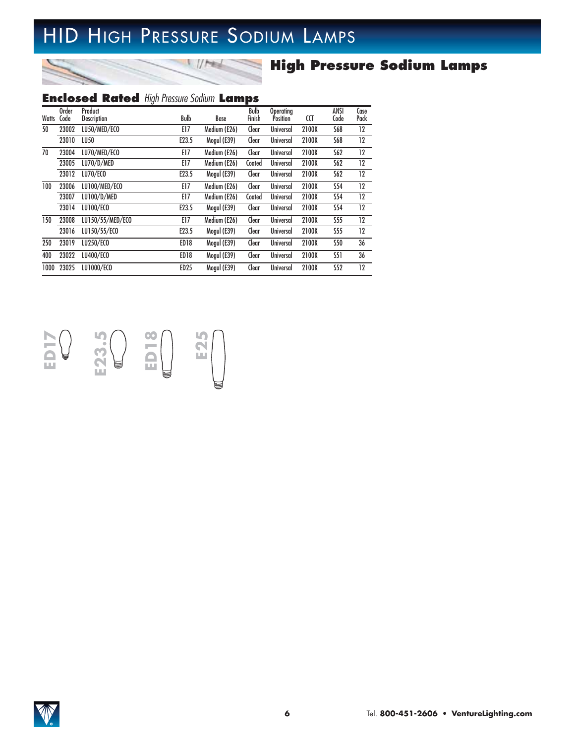# HID High Pressure Sodium Lamps

## High Pressure Sodium Lamps

### Enclosed Rated *High Pressure Sodium* Lamps

| Watts | Order Code | Product Description | Bulb | Base | Bulb Finish | Operating Position | CCT | ANSI Code | Case Pack |
|---|---|---|---|---|---|---|---|---|---|
| 50 | 23002 | LU50/MED/ECO | E17 | Medium (E26) | Clear | Universal | 2100K | S68 | 12 |
| | 23010 | LU50 | E23.5 | Mogul (E39) | Clear | Universal | 2100K | S68 | 12 |
| 70 | 23004 | LU70/MED/ECO | E17 | Medium (E26) | Clear | Universal | 2100K | S62 | 12 |
| | 23005 | LU70/D/MED | E17 | Medium (E26) | Coated | Universal | 2100K | S62 | 12 |
| | 23012 | LU70/ECO | E23.5 | Mogul (E39) | Clear | Universal | 2100K | S62 | 12 |
| 100 | 23006 | LU100/MED/ECO | E17 | Medium (E26) | Clear | Universal | 2100K | S54 | 12 |
| | 23007 | LU100/D/MED | E17 | Medium (E26) | Coated | Universal | 2100K | S54 | 12 |
| | 23014 | LU100/ECO | E23.5 | Mogul (E39) | Clear | Universal | 2100K | S54 | 12 |
| 150 | 23008 | LU150/55/MED/ECO | E17 | Medium (E26) | Clear | Universal | 2100K | S55 | 12 |
| | 23016 | LU150/55/ECO | E23.5 | Mogul (E39) | Clear | Universal | 2100K | S55 | 12 |
| 250 | 23019 | LU250/ECO | ED18 | Mogul (E39) | Clear | Universal | 2100K | S50 | 36 |
| 400 | 23022 | LU400/ECO | ED18 | Mogul (E39) | Clear | Universal | 2100K | S51 | 36 |
| 1000 | 23025 | LU1000/ECO | ED25 | Mogul (E39) | Clear | Universal | 2100K | S52 | 12 |

ED17 E23.5 ED18 E25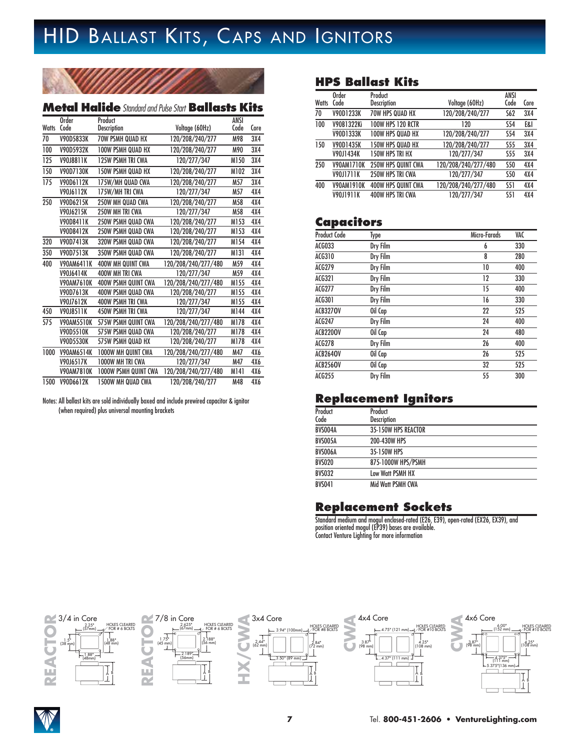# HID Ballast Kits, Caps and Ignitors

## Metal Halide *Standard and Pulse Start* Ballasts Kits

| Watts | Order Code | Product Description | Voltage (60Hz) | ANSI Code | Core |
|---|---|---|---|---|---|
| 70 | V90D5833K | 70W PSMH QUAD HX | 120/208/240/277 | M98 | 3X4 |
| 100 | V90D5932K | 100W PSMH QUAD HX | 120/208/240/277 | M90 | 3X4 |
| 125 | V90J8811K | 125W PSMH TRI CWA | 120/277/347 | M150 | 3X4 |
| 150 | V90D7130K | 150W PSMH QUAD HX | 120/208/240/277 | M102 | 3X4 |
| 175 | V90D6112K | 175W/MH QUAD CWA | 120/208/240/277 | M57 | 3X4 |
| | V90J6112K | 175W/MH TRI CWA | 120/277/347 | M57 | 4X4 |
| 250 | V90D6215K | 250W MH QUAD CWA | 120/208/240/277 | M58 | 4X4 |
| | V90J6215K | 250W MH TRI CWA | 120/277/347 | M58 | 4X4 |
| | V90D8411K | 250W PSMH QUAD CWA | 120/208/240/277 | M153 | 4X4 |
| | V90D8412K | 250W PSMH QUAD CWA | 120/208/240/277 | M153 | 4X4 |
| 320 | V90D7413K | 320W PSMH QUAD CWA | 120/208/240/277 | M154 | 4X4 |
| 350 | V90D7513K | 350W PSMH QUAD CWA | 120/208/240/277 | M131 | 4X4 |
| 400 | V90AM6411K | 400W MH QUINT CWA | 120/208/240/277/480 | M59 | 4X4 |
| | V90J6414K | 400W MH TRI CWA | 120/277/347 | M59 | 4X4 |
| | V90AM7610K | 400W PSMH QUINT CWA | 120/208/240/277/480 | M155 | 4X4 |
| | V90D7613K | 400W PSMH QUAD CWA | 120/208/240/277 | M155 | 4X4 |
| | V90J7612K | 400W PSMH TRI CWA | 120/277/347 | M155 | 4X4 |
| 450 | V90J8511K | 450W PSMH TRI CWA | 120/277/347 | M144 | 4X4 |
| 575 | V90AM5510K | 575W PSMH QUINT CWA | 120/208/240/277/480 | M178 | 4X4 |
| | V90D5510K | 575W PSMH QUAD CWA | 120/208/240/277 | M178 | 4X4 |
| | V90D5530K | 575W PSMH QUAD HX | 120/208/240/277 | M178 | 4X4 |
| 1000 | V90AM6514K | 1000W MH QUINT CWA | 120/208/240/277/480 | M47 | 4X6 |
| | V90J6517K | 1000W MH TRI CWA | 120/277/347 | M47 | 4X6 |
| | V90AM7810K | 1000W PSMH QUINT CWA | 120/208/240/277/480 | M141 | 4X6 |
| 1500 | V90D6612K | 1500W MH QUAD CWA | 120/208/240/277 | M48 | 4X6 |

Notes: All ballast kits are sold individually boxed and include prewired capacitor & ignitor (when required) plus universal mounting brackets

## HPS Ballast Kits

| Watts | Order Code | Product Description | Voltage (60Hz) | ANSI Code | Core |
|---|---|---|---|---|---|
| 70 | V90D1233K | 70W HPS QUAD HX | 120/208/240/277 | S62 | 3X4 |
| 100 | V90B1322Ki | 100W HPS 120 RCTR | 120 | S54 | E&I |
| | V90D1333K | 100W HPS QUAD HX | 120/208/240/277 | S54 | 3X4 |
| 150 | V90D1435K | 150W HPS QUAD HX | 120/208/240/277 | S55 | 3X4 |
| | V90J1434K | 150W HPS TRI HX | 120/277/347 | S55 | 3X4 |
| 250 | V90AM1710K | 250W HPS QUINT CWA | 120/208/240/277/480 | S50 | 4X4 |
| | V90J1711K | 250W HPS TRI CWA | 120/277/347 | S50 | 4X4 |
| 400 | V90AM1910K | 400W HPS QUINT CWA | 120/208/240/277/480 | S51 | 4X4 |
| | V90J1911K | 400W HPS TRI CWA | 120/277/347 | S51 | 4X4 |

## Capacitors

| Product Code | Type | Micro-Farads | VAC |
|---|---|---|---|
| ACG033 | Dry Film | 6 | 330 |
| ACG310 | Dry Film | 8 | 280 |
| ACG279 | Dry Film | 10 | 400 |
| ACG321 | Dry Film | 12 | 330 |
| ACG277 | Dry Film | 15 | 400 |
| ACG301 | Dry Film | 16 | 330 |
| ACB3270V | Oil Cap | 22 | 525 |
| ACG247 | Dry Film | 24 | 400 |
| ACB2200V | Oil Cap | 24 | 480 |
| ACG278 | Dry Film | 26 | 400 |
| ACB2640V | Oil Cap | 26 | 525 |
| ACB2560V | Oil Cap | 32 | 525 |
| ACG255 | Dry Film | 55 | 300 |

## Replacement Ignitors

| Product Code | Product Description |
|---|---|
| BVS004A | 35-150W HPS REACTOR |
| BVS005A | 200-430W HPS |
| BVS006A | 35-150W HPS |
| BVS020 | 875-1000W HPS/PSMH |
| BVS032 | Low Watt PSMH HX |
| BVS041 | Mid Watt PSMH CWA |

## Replacement Sockets

Standard medium and mogul enclosed-rated (E26, E39), open-rated (EX26, EX39), and position oriented mogul (EP39) bases are available.
Contact Venture Lighting for more information

**REACTOR** — 3/4 in Core: 2.25" (57mm); 1.5" (38 mm); 1.88" (48 mm); 1.88" (48mm); HOLES CLEARED FOR # 6 BOLTS

**REACTOR** — 7/8 in Core: 2.625" (67mm); 1.75" (45 mm); 2.188" (56 mm); 2.189" (56mm); HOLES CLEARED FOR # 6 BOLTS

**HX/CWA** — 3x4 Core: 3.94" (100mm); 2.44" (62 mm); 2.84" (72 mm); 3.50" (89 mm); HOLES CLEARED FOR #8 BOLTS

**CWA** — 4x4 Core: 4.75" (121 mm); 3.87" (98 mm); 4.25" (108 mm); 4.37" (111 mm); HOLES CLEARED FOR #10 BOLTS

**CWA** — 4x6 Core: 6.00" (152 mm); 3.87" (98 mm); 4.25" (108 mm); 4.375" (111 mm); 5.375" (136 mm); HOLES CLEARED FOR #10 BOLTS

Tel. **800-451-2606 • VentureLighting.com**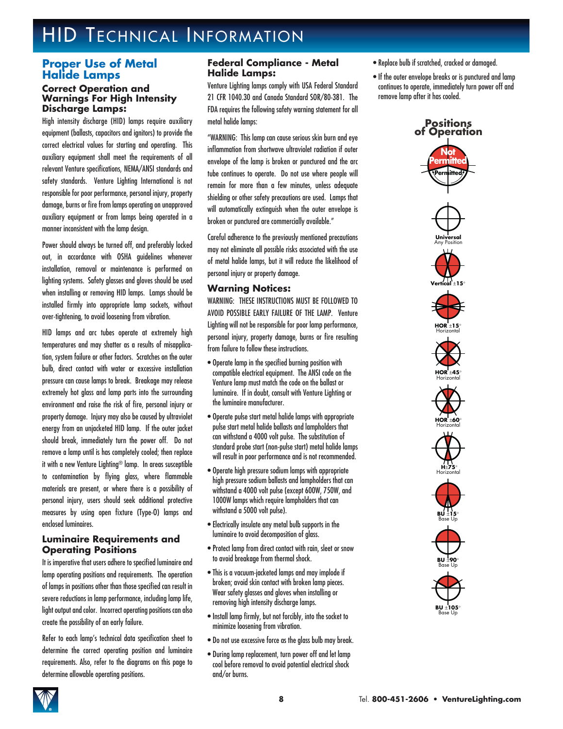# HID Technical Information

## Proper Use of Metal Halide Lamps

### Correct Operation and Warnings For High Intensity Discharge Lamps:

High intensity discharge (HID) lamps require auxiliary equipment (ballasts, capacitors and ignitors) to provide the correct electrical values for starting and operating. This auxiliary equipment shall meet the requirements of all relevant Venture specifications, NEMA/ANSI standards and safety standards. Venture Lighting International is not responsible for poor performance, personal injury, property damage, burns or fire from lamps operating on unapproved auxiliary equipment or from lamps being operated in a manner inconsistent with the lamp design.

Power should always be turned off, and preferably locked out, in accordance with OSHA guidelines whenever installation, removal or maintenance is performed on lighting systems. Safety glasses and gloves should be used when installing or removing HID lamps. Lamps should be installed firmly into appropriate lamp sockets, without over-tightening, to avoid loosening from vibration.

HID lamps and arc tubes operate at extremely high temperatures and may shatter as a results of misapplication, system failure or other factors. Scratches on the outer bulb, direct contact with water or excessive installation pressure can cause lamps to break. Breakage may release extremely hot glass and lamp parts into the surrounding environment and raise the risk of fire, personal injury or property damage. Injury may also be caused by ultraviolet energy from an unjacketed HID lamp. If the outer jacket should break, immediately turn the power off. Do not remove a lamp until is has completely cooled; then replace it with a new Venture Lighting® lamp. In areas susceptible to contamination by flying glass, where flammable materials are present, or where there is a possibility of personal injury, users should seek additional protective measures by using open fixture (Type-O) lamps and enclosed luminaires.

### Luminaire Requirements and Operating Positions

It is imperative that users adhere to specified luminaire and lamp operating positions and requirements. The operation of lamps in positions other than those specified can result in severe reductions in lamp performance, including lamp life, light output and color. Incorrect operating positions can also create the possibility of an early failure.

Refer to each lamp's technical data specification sheet to determine the correct operating position and luminaire requirements. Also, refer to the diagrams on this page to determine allowable operating positions.

### Federal Compliance - Metal Halide Lamps:

Venture Lighting lamps comply with USA Federal Standard 21 CFR 1040.30 and Canada Standard SOR/80-381. The FDA requires the following safety warning statement for all metal halide lamps:

"WARNING: This lamp can cause serious skin burn and eye inflammation from shortwave ultraviolet radiation if outer envelope of the lamp is broken or punctured and the arc tube continues to operate. Do not use where people will remain for more than a few minutes, unless adequate shielding or other safety precautions are used. Lamps that will automatically extinguish when the outer envelope is broken or punctured are commercially available."

Careful adherence to the previously mentioned precautions may not eliminate all possible risks associated with the use of metal halide lamps, but it will reduce the likelihood of personal injury or property damage.

### Warning Notices:

WARNING: THESE INSTRUCTIONS MUST BE FOLLOWED TO AVOID POSSIBLE EARLY FAILURE OF THE LAMP. Venture Lighting will not be responsible for poor lamp performance, personal injury, property damage, burns or fire resulting from failure to follow these instructions.

- Operate lamp in the specified burning position with compatible electrical equipment. The ANSI code on the Venture lamp must match the code on the ballast or luminaire. If in doubt, consult with Venture Lighting or the luminaire manufacturer.
- Operate pulse start metal halide lamps with appropriate pulse start metal halide ballasts and lampholders that can withstand a 4000 volt pulse. The substitution of standard probe start (non-pulse start) metal halide lamps will result in poor performance and is not recommended.
- Operate high pressure sodium lamps with appropriate high pressure sodium ballasts and lampholders that can withstand a 4000 volt pulse (except 600W, 750W, and 1000W lamps which require lampholders that can withstand a 5000 volt pulse).
- Electrically insulate any metal bulb supports in the luminaire to avoid decomposition of glass.
- Protect lamp from direct contact with rain, sleet or snow to avoid breakage from thermal shock.
- This is a vacuum-jacketed lamps and may implode if broken; avoid skin contact with broken lamp pieces. Wear safety glasses and gloves when installing or removing high intensity discharge lamps.
- Install lamp firmly, but not forcibly, into the socket to minimize loosening from vibration.
- Do not use excessive force as the glass bulb may break.
- During lamp replacement, turn power off and let lamp cool before removal to avoid potential electrical shock and/or burns.
- Replace bulb if scratched, cracked or damaged.
- If the outer envelope breaks or is punctured and lamp continues to operate, immediately turn power off and remove lamp after it has cooled.

### Positions of Operation

Not Permitted / Permitted

Universal Any Position

Vertical ±15°

HOR ±15° Horizontal

HOR ±45° Horizontal

HOR ±60° Horizontal

H±75° Horizontal

BU ±15° Base Up

BU ±90° Base Up

BU ±105° Base Up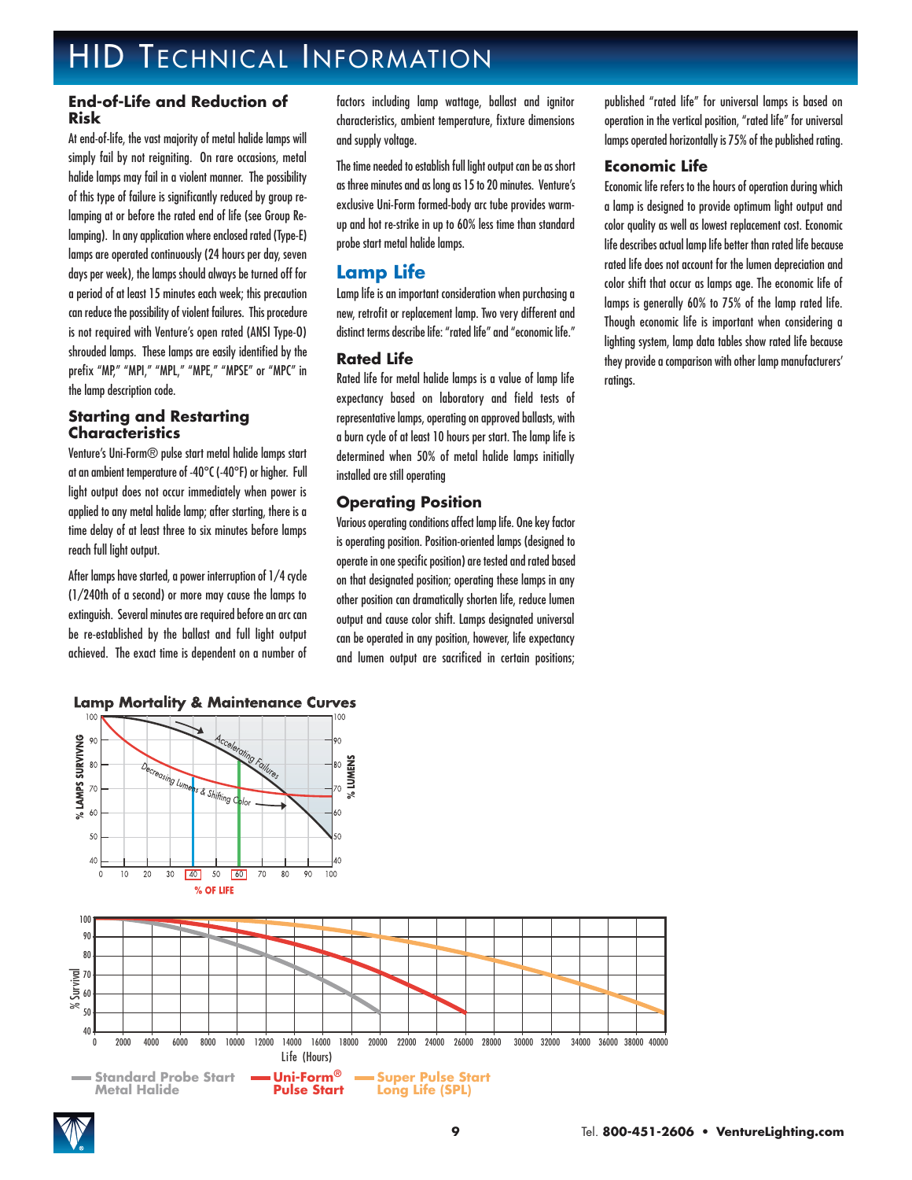# HID Technical Information

## End-of-Life and Reduction of Risk

At end-of-life, the vast majority of metal halide lamps will simply fail by not reigniting. On rare occasions, metal halide lamps may fail in a violent manner. The possibility of this type of failure is significantly reduced by group re-lamping at or before the rated end of life (see Group Re-lamping). In any application where enclosed rated (Type-E) lamps are operated continuously (24 hours per day, seven days per week), the lamps should always be turned off for a period of at least 15 minutes each week; this precaution can reduce the possibility of violent failures. This procedure is not required with Venture's open rated (ANSI Type-O) shrouded lamps. These lamps are easily identified by the prefix "MP," "MPI," "MPL," "MPE," "MPSE" or "MPC" in the lamp description code.

## Starting and Restarting Characteristics

Venture's Uni-Form® pulse start metal halide lamps start at an ambient temperature of -40°C (-40°F) or higher. Full light output does not occur immediately when power is applied to any metal halide lamp; after starting, there is a time delay of at least three to six minutes before lamps reach full light output.

After lamps have started, a power interruption of 1/4 cycle (1/240th of a second) or more may cause the lamps to extinguish. Several minutes are required before an arc can be re-established by the ballast and full light output achieved. The exact time is dependent on a number of factors including lamp wattage, ballast and ignitor characteristics, ambient temperature, fixture dimensions and supply voltage.

The time needed to establish full light output can be as short as three minutes and as long as 15 to 20 minutes. Venture's exclusive Uni-Form formed-body arc tube provides warm-up and hot re-strike in up to 60% less time than standard probe start metal halide lamps.

## Lamp Life

Lamp life is an important consideration when purchasing a new, retrofit or replacement lamp. Two very different and distinct terms describe life: "rated life" and "economic life."

### Rated Life

Rated life for metal halide lamps is a value of lamp life expectancy based on laboratory and field tests of representative lamps, operating on approved ballasts, with a burn cycle of at least 10 hours per start. The lamp life is determined when 50% of metal halide lamps initially installed are still operating

### Operating Position

Various operating conditions affect lamp life. One key factor is operating position. Position-oriented lamps (designed to operate in one specific position) are tested and rated based on that designated position; operating these lamps in any other position can dramatically shorten life, reduce lumen output and cause color shift. Lamps designated universal can be operated in any position, however, life expectancy and lumen output are sacrificed in certain positions; published "rated life" for universal lamps is based on operation in the vertical position, "rated life" for universal lamps operated horizontally is 75% of the published rating.

### Economic Life

Economic life refers to the hours of operation during which a lamp is designed to provide optimum light output and color quality as well as lowest replacement cost. Economic life describes actual lamp life better than rated life because rated life does not account for the lumen depreciation and color shift that occur as lamps age. The economic life of lamps is generally 60% to 75% of the lamp rated life. Though economic life is important when considering a lighting system, lamp data tables show rated life because they provide a comparison with other lamp manufacturers' ratings.

**Lamp Mortality & Maintenance Curves**

% LAMPS SURVIVING / % LUMENS vs. % OF LIFE — Accelerating Failures; Decreasing Lumens & Shifting Color

% Survival vs. Life (Hours) — Standard Probe Start Metal Halide; Uni-Form® Pulse Start; Super Pulse Start Long Life (SPL)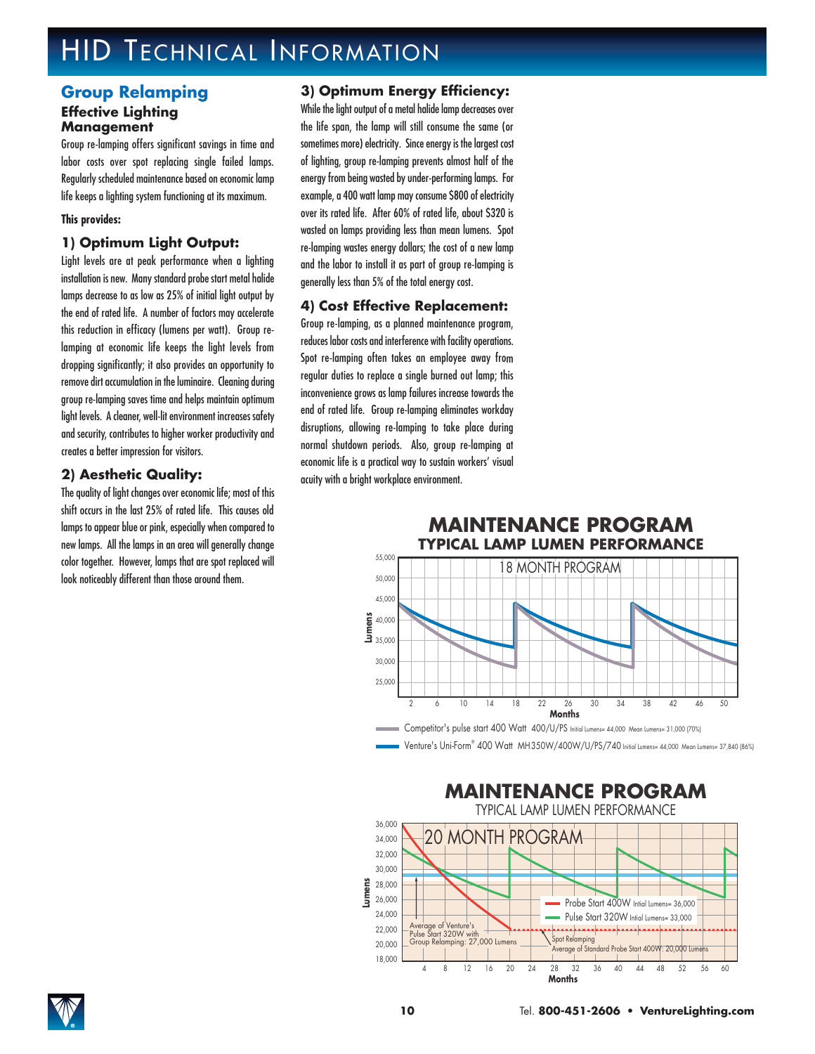# HID Technical Information

## Group Relamping

### Effective Lighting Management

Group re-lamping offers significant savings in time and labor costs over spot replacing single failed lamps. Regularly scheduled maintenance based on economic lamp life keeps a lighting system functioning at its maximum.

**This provides:**

### 1) Optimum Light Output:

Light levels are at peak performance when a lighting installation is new. Many standard probe start metal halide lamps decrease to as low as 25% of initial light output by the end of rated life. A number of factors may accelerate this reduction in efficacy (lumens per watt). Group re-lamping at economic life keeps the light levels from dropping significantly; it also provides an opportunity to remove dirt accumulation in the luminaire. Cleaning during group re-lamping saves time and helps maintain optimum light levels. A cleaner, well-lit environment increases safety and security, contributes to higher worker productivity and creates a better impression for visitors.

### 2) Aesthetic Quality:

The quality of light changes over economic life; most of this shift occurs in the last 25% of rated life. This causes old lamps to appear blue or pink, especially when compared to new lamps. All the lamps in an area will generally change color together. However, lamps that are spot replaced will look noticeably different than those around them.

### 3) Optimum Energy Efficiency:

While the light output of a metal halide lamp decreases over the life span, the lamp will still consume the same (or sometimes more) electricity. Since energy is the largest cost of lighting, group re-lamping prevents almost half of the energy from being wasted by under-performing lamps. For example, a 400 watt lamp may consume $800 of electricity over its rated life. After 60% of rated life, about $320 is wasted on lamps providing less than mean lumens. Spot re-lamping wastes energy dollars; the cost of a new lamp and the labor to install it as part of group re-lamping is generally less than 5% of the total energy cost.

### 4) Cost Effective Replacement:

Group re-lamping, as a planned maintenance program, reduces labor costs and interference with facility operations. Spot re-lamping often takes an employee away from regular duties to replace a single burned out lamp; this inconvenience grows as lamp failures increase towards the end of rated life. Group re-lamping eliminates workday disruptions, allowing re-lamping to take place during normal shutdown periods. Also, group re-lamping at economic life is a practical way to sustain workers' visual acuity with a bright workplace environment.

**MAINTENANCE PROGRAM**
**TYPICAL LAMP LUMEN PERFORMANCE**

18 MONTH PROGRAM

- Competitor's pulse start 400 Watt 400/U/PS Initial Lumens= 44,000 Mean Lumens= 31,000 (70%)
- Venture's Uni-Form® 400 Watt MH350W/400W/U/PS/740 Initial Lumens= 44,000 Mean Lumens= 37,840 (86%)

**MAINTENANCE PROGRAM**
TYPICAL LAMP LUMEN PERFORMANCE

20 MONTH PROGRAM

- Probe Start 400W Initial Lumens= 36,000
- Pulse Start 320W Initial Lumens= 33,000

Average of Venture's Pulse Start 320W with Group Relamping: 27,000 Lumens

Spot Relamping
Average of Standard Probe Start 400W: 20,000 Lumens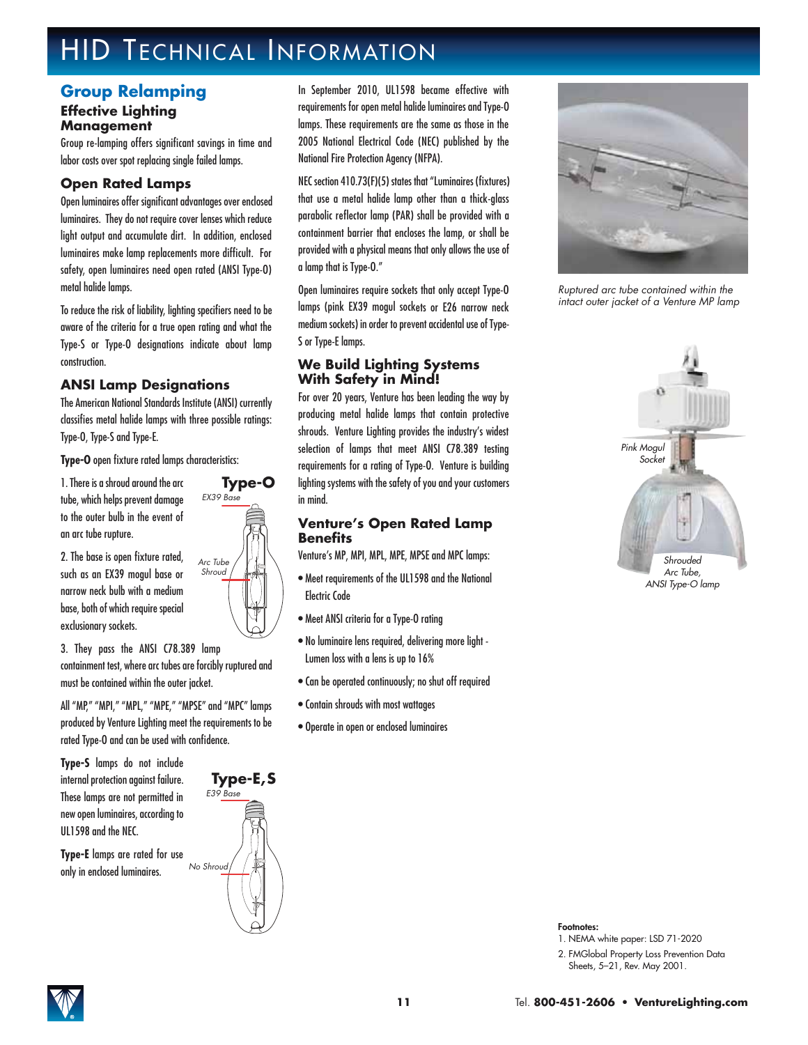# HID Technical Information

## Group Relamping

### Effective Lighting Management

Group re-lamping offers significant savings in time and labor costs over spot replacing single failed lamps.

### Open Rated Lamps

Open luminaires offer significant advantages over enclosed luminaires. They do not require cover lenses which reduce light output and accumulate dirt. In addition, enclosed luminaires make lamp replacements more difficult. For safety, open luminaires need open rated (ANSI Type-O) metal halide lamps.

To reduce the risk of liability, lighting specifiers need to be aware of the criteria for a true open rating and what the Type-S or Type-O designations indicate about lamp construction.

### ANSI Lamp Designations

The American National Standards Institute (ANSI) currently classifies metal halide lamps with three possible ratings: Type-O, Type-S and Type-E.

**Type-O** open fixture rated lamps characteristics:

1. There is a shroud around the arc tube, which helps prevent damage to the outer bulb in the event of an arc tube rupture.

2. The base is open fixture rated, such as an EX39 mogul base or narrow neck bulb with a medium base, both of which require special exclusionary sockets.

3. They pass the ANSI C78.389 lamp containment test, where arc tubes are forcibly ruptured and must be contained within the outer jacket.

**Type-O**
*EX39 Base*
*Arc Tube Shroud*

All "MP," "MPI," "MPL," "MPE," "MPSE" and "MPC" lamps produced by Venture Lighting meet the requirements to be rated Type-O and can be used with confidence.

**Type-S** lamps do not include internal protection against failure. These lamps are not permitted in new open luminaires, according to UL1598 and the NEC.

**Type-E** lamps are rated for use only in enclosed luminaires.

**Type-E, S**
*E39 Base*
*No Shroud*

In September 2010, UL1598 became effective with requirements for open metal halide luminaires and Type-O lamps. These requirements are the same as those in the 2005 National Electrical Code (NEC) published by the National Fire Protection Agency (NFPA).

NEC section 410.73(F)(5) states that "Luminaires (fixtures) that use a metal halide lamp other than a thick-glass parabolic reflector lamp (PAR) shall be provided with a containment barrier that encloses the lamp, or shall be provided with a physical means that only allows the use of a lamp that is Type-O."

Open luminaires require sockets that only accept Type-O lamps (pink EX39 mogul sockets or E26 narrow neck medium sockets) in order to prevent accidental use of Type-S or Type-E lamps.

### We Build Lighting Systems With Safety in Mind!

For over 20 years, Venture has been leading the way by producing metal halide lamps that contain protective shrouds. Venture Lighting provides the industry's widest selection of lamps that meet ANSI C78.389 testing requirements for a rating of Type-O. Venture is building lighting systems with the safety of you and your customers in mind.

### Venture's Open Rated Lamp Benefits

Venture's MP, MPI, MPL, MPE, MPSE and MPC lamps:

- Meet requirements of the UL1598 and the National Electric Code
- Meet ANSI criteria for a Type-O rating
- No luminaire lens required, delivering more light - Lumen loss with a lens is up to 16%
- Can be operated continuously; no shut off required
- Contain shrouds with most wattages
- Operate in open or enclosed luminaires

*Ruptured arc tube contained within the intact outer jacket of a Venture MP lamp*

*Pink Mogul Socket*

*Shrouded Arc Tube, ANSI Type-O lamp*

**Footnotes:**

1. NEMA white paper: LSD 71-2020
2. FMGlobal Property Loss Prevention Data Sheets, 5–21, Rev. May 2001.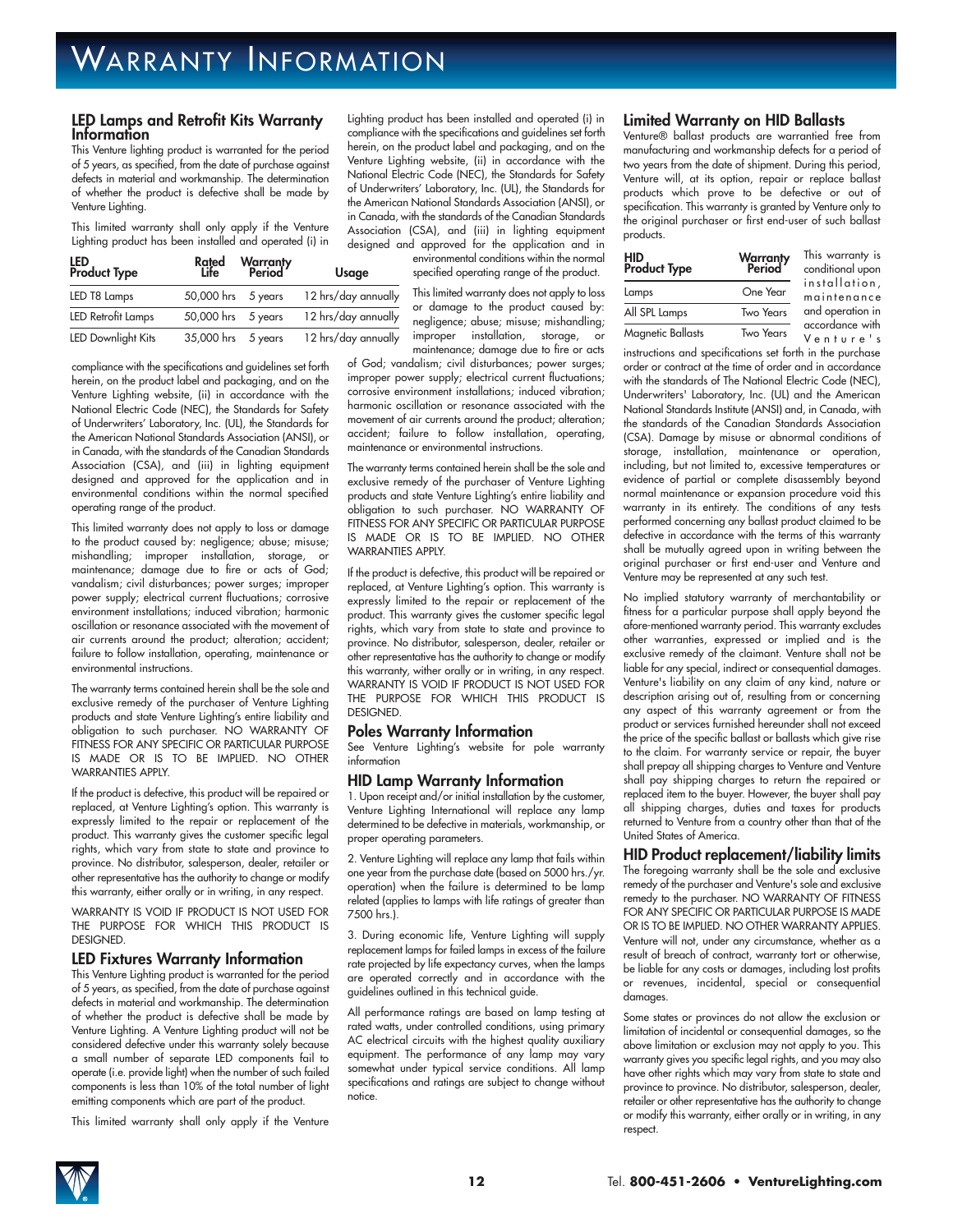# Warranty Information

## LED Lamps and Retrofit Kits Warranty Information

This Venture lighting product is warranted for the period of 5 years, as specified, from the date of purchase against defects in material and workmanship. The determination of whether the product is defective shall be made by Venture Lighting.

This limited warranty shall only apply if the Venture Lighting product has been installed and operated (i) in compliance with the specifications and guidelines set forth herein, on the product label and packaging, and on the Venture Lighting website, (ii) in accordance with the National Electric Code (NEC), the Standards for Safety of Underwriters' Laboratory, Inc. (UL), the Standards for the American National Standards Association (ANSI), or in Canada, with the standards of the Canadian Standards Association (CSA), and (iii) in lighting equipment designed and approved for the application and in environmental conditions within the normal specified operating range of the product.

| LED Product Type | Rated Life | Warranty Period | Usage |
|---|---|---|---|
| LED T8 Lamps | 50,000 hrs | 5 years | 12 hrs/day annually |
| LED Retrofit Lamps | 50,000 hrs | 5 years | 12 hrs/day annually |
| LED Downlight Kits | 35,000 hrs | 5 years | 12 hrs/day annually |

This limited warranty does not apply to loss or damage to the product caused by: negligence; abuse; misuse; mishandling; improper installation, storage, or maintenance; damage due to fire or acts of God; vandalism; civil disturbances; power surges; improper power supply; electrical current fluctuations; corrosive environment installations; induced vibration; harmonic oscillation or resonance associated with the movement of air currents around the product; alteration; accident; failure to follow installation, operating, maintenance or environmental instructions.

The warranty terms contained herein shall be the sole and exclusive remedy of the purchaser of Venture Lighting products and state Venture Lighting's entire liability and obligation to such purchaser. NO WARRANTY OF FITNESS FOR ANY SPECIFIC OR PARTICULAR PURPOSE IS MADE OR IS TO BE IMPLIED. NO OTHER WARRANTIES APPLY.

If the product is defective, this product will be repaired or replaced, at Venture Lighting's option. This warranty is expressly limited to the repair or replacement of the product. This warranty gives the customer specific legal rights, which vary from state to state and province to province. No distributor, salesperson, dealer, retailer or other representative has the authority to change or modify this warranty, either orally or in writing, in any respect.

WARRANTY IS VOID IF PRODUCT IS NOT USED FOR THE PURPOSE FOR WHICH THIS PRODUCT IS DESIGNED.

## LED Fixtures Warranty Information

This Venture Lighting product is warranted for the period of 5 years, as specified, from the date of purchase against defects in material and workmanship. The determination of whether the product is defective shall be made by Venture Lighting. A Venture Lighting product will not be considered defective under this warranty solely because a small number of separate LED components fail to operate (i.e. provide light) when the number of such failed components is less than 10% of the total number of light emitting components which are part of the product.

This limited warranty shall only apply if the Venture Lighting product has been installed and operated (i) in compliance with the specifications and guidelines set forth herein, on the product label and packaging, and on the Venture Lighting website, (ii) in accordance with the National Electric Code (NEC), the Standards for Safety of Underwriters' Laboratory, Inc. (UL), the Standards for the American National Standards Association (ANSI), or in Canada, with the standards of the Canadian Standards Association (CSA), and (iii) in lighting equipment designed and approved for the application and in environmental conditions within the normal specified operating range of the product.

This limited warranty does not apply to loss or damage to the product caused by: negligence; abuse; misuse; mishandling; improper installation, storage, or maintenance; damage due to fire or acts of God; vandalism; civil disturbances; power surges; improper power supply; electrical current fluctuations; corrosive environment installations; induced vibration; harmonic oscillation or resonance associated with the movement of air currents around the product; alteration; accident; failure to follow installation, operating, maintenance or environmental instructions.

The warranty terms contained herein shall be the sole and exclusive remedy of the purchaser of Venture Lighting products and state Venture Lighting's entire liability and obligation to such purchaser. NO WARRANTY OF FITNESS FOR ANY SPECIFIC OR PARTICULAR PURPOSE IS MADE OR IS TO BE IMPLIED. NO OTHER WARRANTIES APPLY.

If the product is defective, this product will be repaired or replaced, at Venture Lighting's option. This warranty is expressly limited to the repair or replacement of the product. This warranty gives the customer specific legal rights, which vary from state to state and province to province. No distributor, salesperson, dealer, retailer or other representative has the authority to change or modify this warranty, wither orally or in writing, in any respect. WARRANTY IS VOID IF PRODUCT IS NOT USED FOR THE PURPOSE FOR WHICH THIS PRODUCT IS DESIGNED.

## Poles Warranty Information

See Venture Lighting's website for pole warranty information

## HID Lamp Warranty Information

1. Upon receipt and/or initial installation by the customer, Venture Lighting International will replace any lamp determined to be defective in materials, workmanship, or proper operating parameters.

2. Venture Lighting will replace any lamp that fails within one year from the purchase date (based on 5000 hrs./yr. operation) when the failure is determined to be lamp related (applies to lamps with life ratings of greater than 7500 hrs.).

3. During economic life, Venture Lighting will supply replacement lamps for failed lamps in excess of the failure rate projected by life expectancy curves, when the lamps are operated correctly and in accordance with the guidelines outlined in this technical guide.

All performance ratings are based on lamp testing at rated watts, under controlled conditions, using primary AC electrical circuits with the highest quality auxiliary equipment. The performance of any lamp may vary somewhat under typical service conditions. All lamp specifications and ratings are subject to change without notice.

## Limited Warranty on HID Ballasts

Venture® ballast products are warrantied free from manufacturing and workmanship defects for a period of two years from the date of shipment. During this period, Venture will, at its option, repair or replace ballast products which prove to be defective or out of specification. This warranty is granted by Venture only to the original purchaser or first end-user of such ballast products.

| HID Product Type | Warranty Period |
|---|---|
| Lamps | One Year |
| All SPL Lamps | Two Years |
| Magnetic Ballasts | Two Years |

This warranty is conditional upon installation, maintenance and operation in accordance with Venture's instructions and specifications set forth in the purchase order or contract at the time of order and in accordance with the standards of The National Electric Code (NEC), Underwriters' Laboratory, Inc. (UL) and the American National Standards Institute (ANSI) and, in Canada, with the standards of the Canadian Standards Association (CSA). Damage by misuse or abnormal conditions of storage, installation, maintenance or operation, including, but not limited to, excessive temperatures or evidence of partial or complete disassembly beyond normal maintenance or expansion procedure void this warranty in its entirety. The conditions of any tests performed concerning any ballast product claimed to be defective in accordance with the terms of this warranty shall be mutually agreed upon in writing between the original purchaser or first end-user and Venture and Venture may be represented at any such test.

No implied statutory warranty of merchantability or fitness for a particular purpose shall apply beyond the afore-mentioned warranty period. This warranty excludes other warranties, expressed or implied and is the exclusive remedy of the claimant. Venture shall not be liable for any special, indirect or consequential damages. Venture's liability on any claim of any kind, nature or description arising out of, resulting from or concerning any aspect of this warranty agreement or from the product or services furnished hereunder shall not exceed the price of the specific ballast or ballasts which give rise to the claim. For warranty service or repair, the buyer shall prepay all shipping charges to Venture and Venture shall pay shipping charges to return the repaired or replaced item to the buyer. However, the buyer shall pay all shipping charges, duties and taxes for products returned to Venture from a country other than that of the United States of America.

## HID Product replacement/liability limits

The foregoing warranty shall be the sole and exclusive remedy of the purchaser and Venture's sole and exclusive remedy to the purchaser. NO WARRANTY OF FITNESS FOR ANY SPECIFIC OR PARTICULAR PURPOSE IS MADE OR IS TO BE IMPLIED. NO OTHER WARRANTY APPLIES. Venture will not, under any circumstance, whether as a result of breach of contract, warranty tort or otherwise, be liable for any costs or damages, including lost profits or revenues, incidental, special or consequential damages.

Some states or provinces do not allow the exclusion or limitation of incidental or consequential damages, so the above limitation or exclusion may not apply to you. This warranty gives you specific legal rights, and you may also have other rights which may vary from state to state and province to province. No distributor, salesperson, dealer, retailer or other representative has the authority to change or modify this warranty, either orally or in writing, in any respect.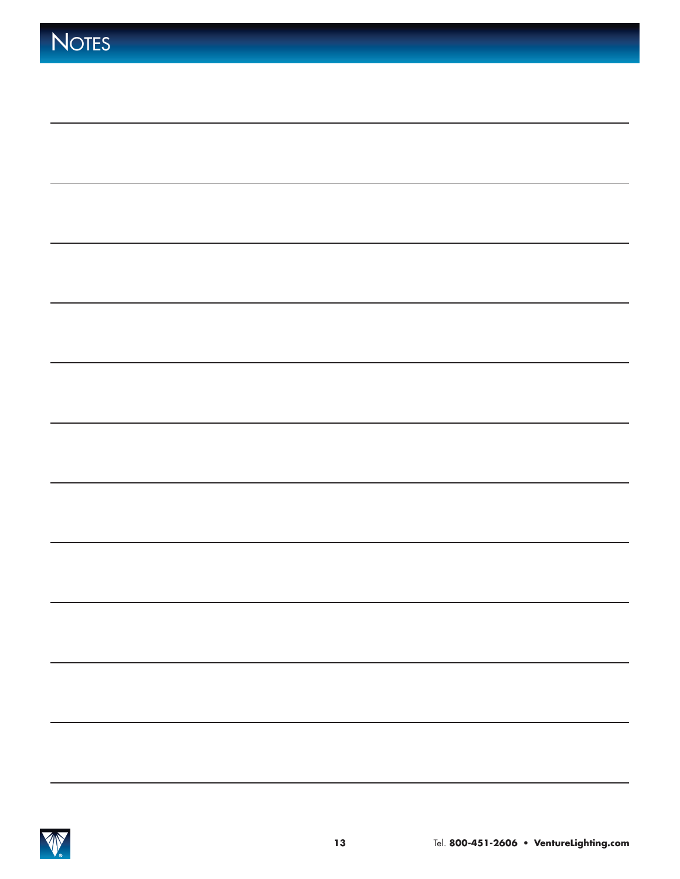# NOTES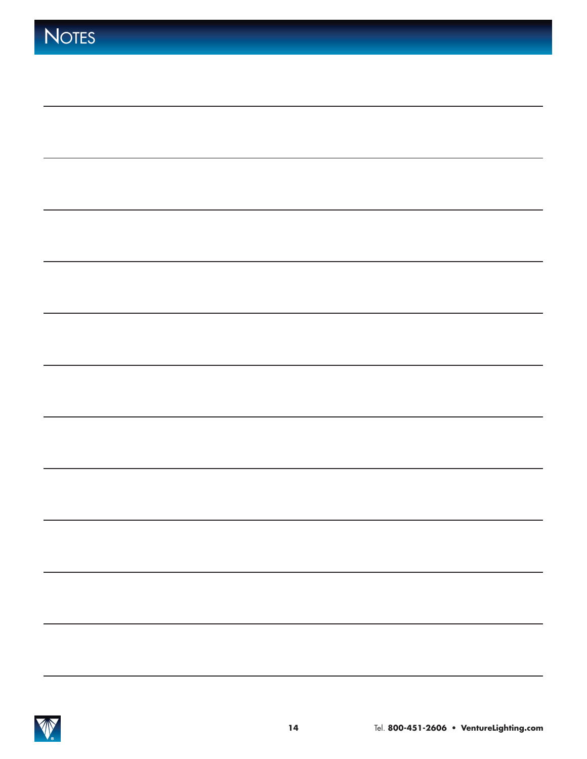# Notes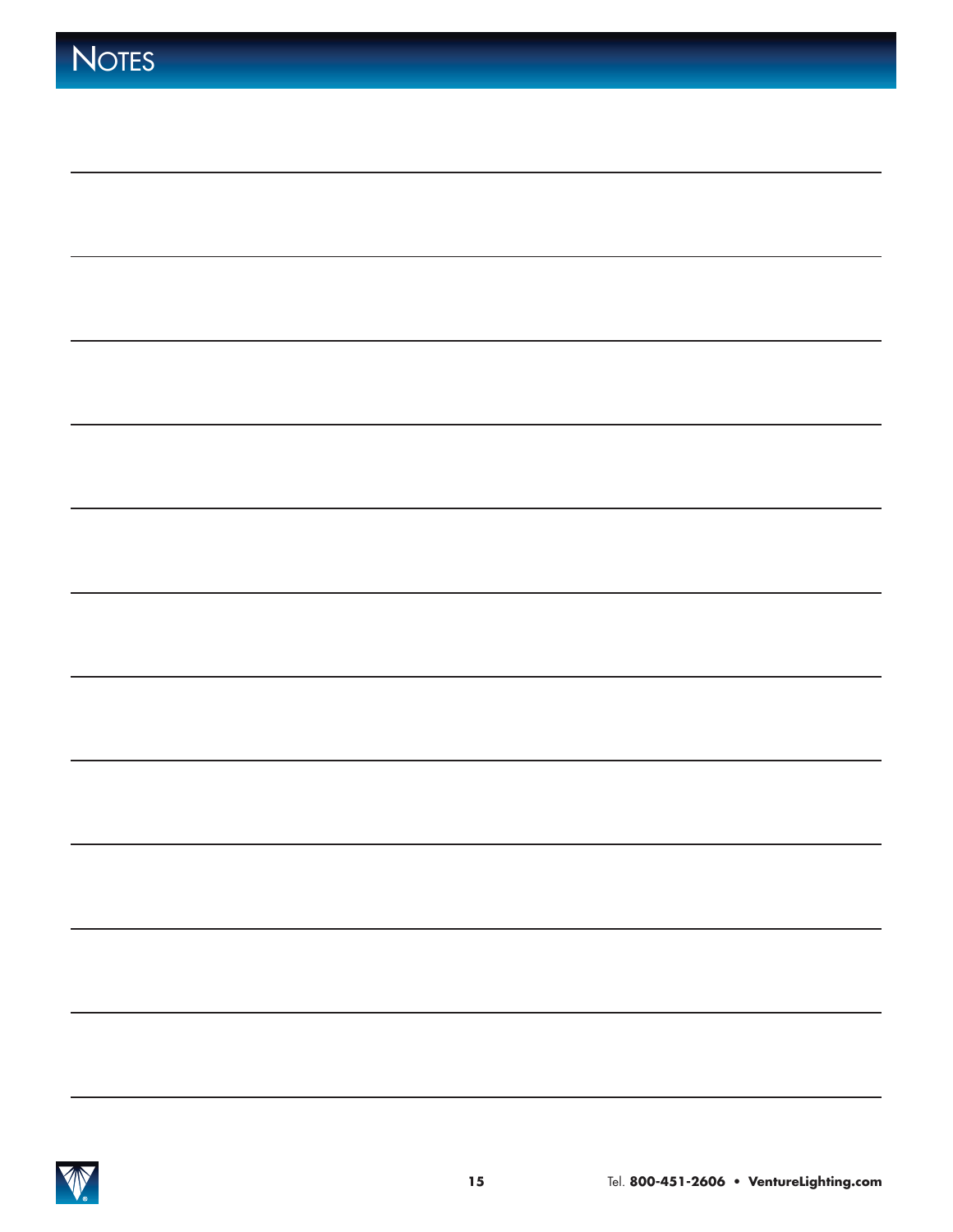# Notes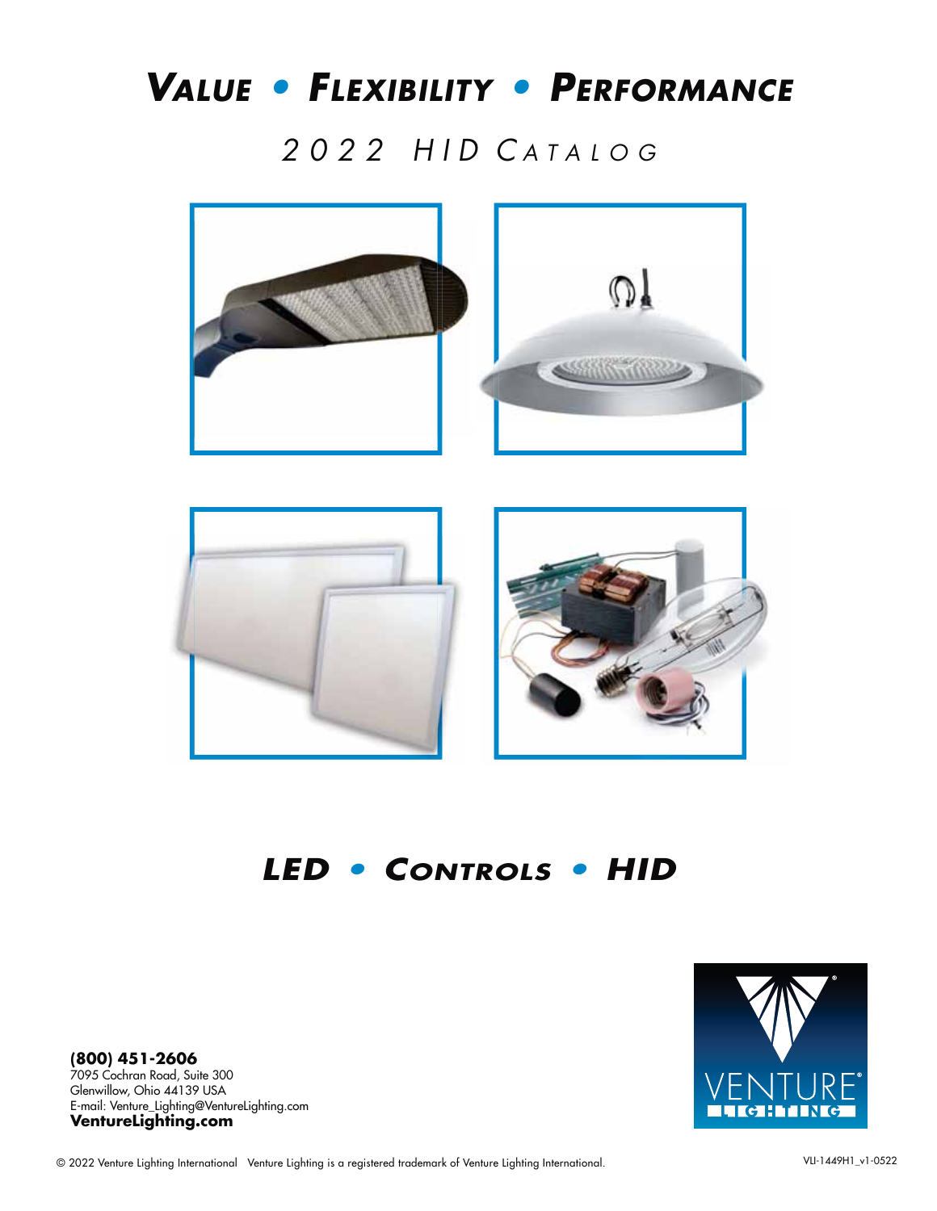# *Value • Flexibility • Performance*

## *2022 HID Catalog*

# *LED • Controls • HID*

**(800) 451-2606**
7095 Cochran Road, Suite 300
Glenwillow, Ohio 44139 USA
E-mail: Venture_Lighting@VentureLighting.com
**VentureLighting.com**

VENTURE® LIGHTING

© 2022 Venture Lighting International Venture Lighting is a registered trademark of Venture Lighting International.

VLI-1449H1_v1-0522